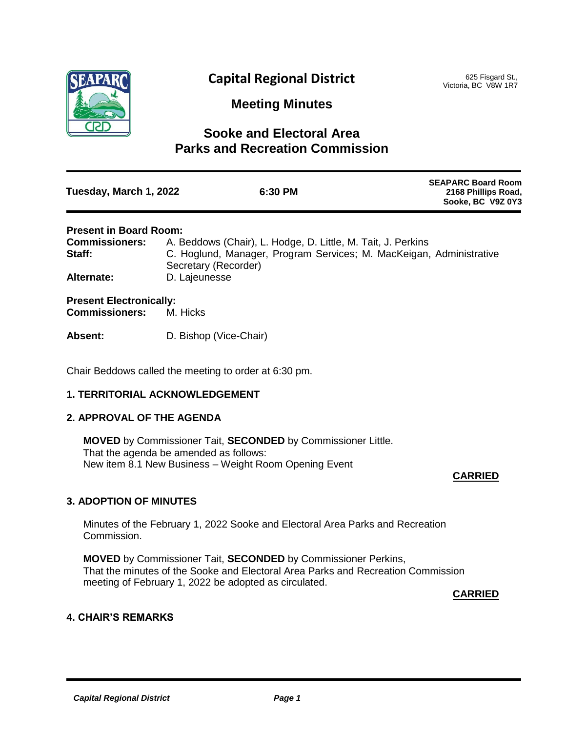# Capital Regional District

625 Fisgard St.,
Victoria, BC V8W 1R7

## Meeting Minutes

## Sooke and Electoral Area Parks and Recreation Commission

**Tuesday, March 1, 2022** | **6:30 PM** | **SEAPARC Board Room 2168 Phillips Road, Sooke, BC V9Z 0Y3**

**Present in Board Room:**

**Commissioners:** A. Beddows (Chair), L. Hodge, D. Little, M. Tait, J. Perkins

**Staff:** C. Hoglund, Manager, Program Services; M. MacKeigan, Administrative Secretary (Recorder)

**Alternate:** D. Lajeunesse

**Present Electronically:**

**Commissioners:** M. Hicks

**Absent:** D. Bishop (Vice-Chair)

Chair Beddows called the meeting to order at 6:30 pm.

### 1. TERRITORIAL ACKNOWLEDGEMENT

### 2. APPROVAL OF THE AGENDA

**MOVED** by Commissioner Tait, **SECONDED** by Commissioner Little.
That the agenda be amended as follows:
New item 8.1 New Business – Weight Room Opening Event

**CARRIED**

### 3. ADOPTION OF MINUTES

Minutes of the February 1, 2022 Sooke and Electoral Area Parks and Recreation Commission.

**MOVED** by Commissioner Tait, **SECONDED** by Commissioner Perkins,
That the minutes of the Sooke and Electoral Area Parks and Recreation Commission meeting of February 1, 2022 be adopted as circulated.

**CARRIED**

### 4. CHAIR'S REMARKS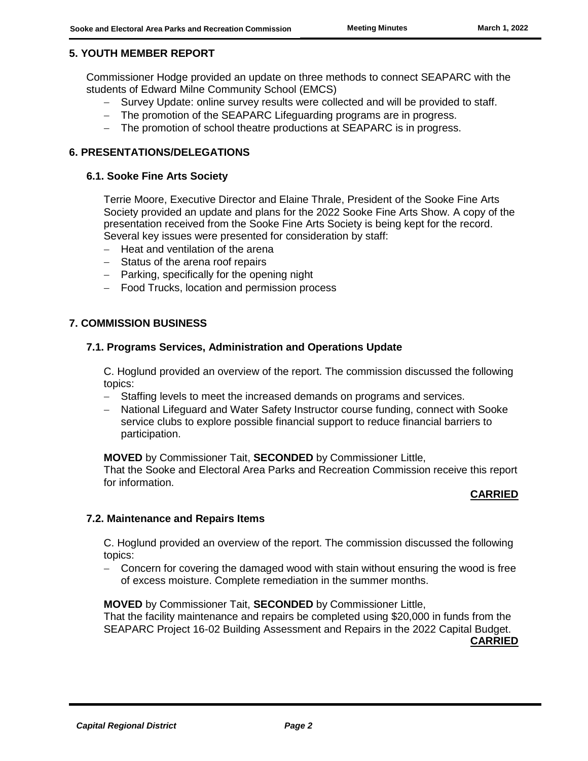## 5. YOUTH MEMBER REPORT

Commissioner Hodge provided an update on three methods to connect SEAPARC with the students of Edward Milne Community School (EMCS)

- Survey Update: online survey results were collected and will be provided to staff.
- The promotion of the SEAPARC Lifeguarding programs are in progress.
- The promotion of school theatre productions at SEAPARC is in progress.

## 6. PRESENTATIONS/DELEGATIONS

### 6.1. Sooke Fine Arts Society

Terrie Moore, Executive Director and Elaine Thrale, President of the Sooke Fine Arts Society provided an update and plans for the 2022 Sooke Fine Arts Show. A copy of the presentation received from the Sooke Fine Arts Society is being kept for the record. Several key issues were presented for consideration by staff:

- Heat and ventilation of the arena
- Status of the arena roof repairs
- Parking, specifically for the opening night
- Food Trucks, location and permission process

## 7. COMMISSION BUSINESS

### 7.1. Programs Services, Administration and Operations Update

C. Hoglund provided an overview of the report. The commission discussed the following topics:

- Staffing levels to meet the increased demands on programs and services.
- National Lifeguard and Water Safety Instructor course funding, connect with Sooke service clubs to explore possible financial support to reduce financial barriers to participation.

**MOVED** by Commissioner Tait, **SECONDED** by Commissioner Little,
That the Sooke and Electoral Area Parks and Recreation Commission receive this report for information.

**CARRIED**

### 7.2. Maintenance and Repairs Items

C. Hoglund provided an overview of the report. The commission discussed the following topics:

- Concern for covering the damaged wood with stain without ensuring the wood is free of excess moisture. Complete remediation in the summer months.

**MOVED** by Commissioner Tait, **SECONDED** by Commissioner Little,
That the facility maintenance and repairs be completed using $20,000 in funds from the SEAPARC Project 16-02 Building Assessment and Repairs in the 2022 Capital Budget.

**CARRIED**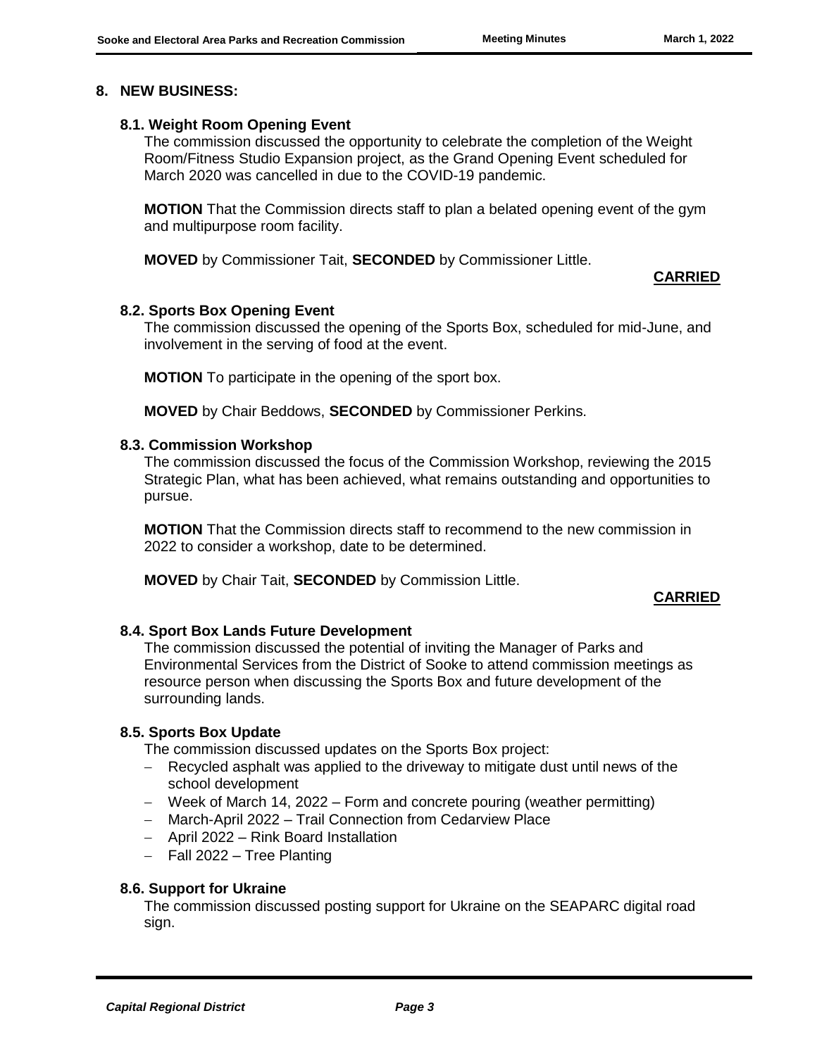## 8. NEW BUSINESS:

### 8.1. Weight Room Opening Event

The commission discussed the opportunity to celebrate the completion of the Weight Room/Fitness Studio Expansion project, as the Grand Opening Event scheduled for March 2020 was cancelled in due to the COVID-19 pandemic.

**MOTION** That the Commission directs staff to plan a belated opening event of the gym and multipurpose room facility.

**MOVED** by Commissioner Tait, **SECONDED** by Commissioner Little.

**CARRIED**

### 8.2. Sports Box Opening Event

The commission discussed the opening of the Sports Box, scheduled for mid-June, and involvement in the serving of food at the event.

**MOTION** To participate in the opening of the sport box.

**MOVED** by Chair Beddows, **SECONDED** by Commissioner Perkins.

### 8.3. Commission Workshop

The commission discussed the focus of the Commission Workshop, reviewing the 2015 Strategic Plan, what has been achieved, what remains outstanding and opportunities to pursue.

**MOTION** That the Commission directs staff to recommend to the new commission in 2022 to consider a workshop, date to be determined.

**MOVED** by Chair Tait, **SECONDED** by Commission Little.

**CARRIED**

### 8.4. Sport Box Lands Future Development

The commission discussed the potential of inviting the Manager of Parks and Environmental Services from the District of Sooke to attend commission meetings as resource person when discussing the Sports Box and future development of the surrounding lands.

### 8.5. Sports Box Update

The commission discussed updates on the Sports Box project:

- Recycled asphalt was applied to the driveway to mitigate dust until news of the school development
- Week of March 14, 2022 – Form and concrete pouring (weather permitting)
- March-April 2022 – Trail Connection from Cedarview Place
- April 2022 – Rink Board Installation
- Fall 2022 – Tree Planting

### 8.6. Support for Ukraine

The commission discussed posting support for Ukraine on the SEAPARC digital road sign.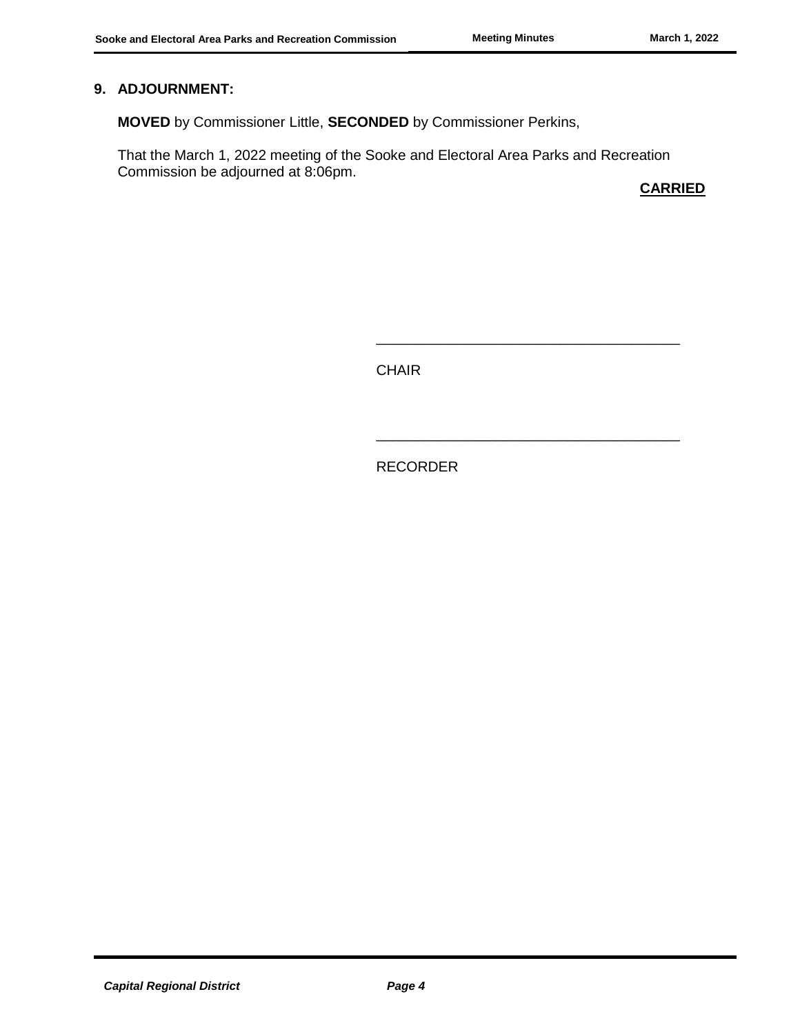## 9. ADJOURNMENT:

**MOVED** by Commissioner Little, **SECONDED** by Commissioner Perkins,

That the March 1, 2022 meeting of the Sooke and Electoral Area Parks and Recreation Commission be adjourned at 8:06pm.

**CARRIED**

\_\_\_\_\_\_\_\_\_\_\_\_\_\_\_\_\_\_\_\_\_\_\_\_\_\_\_\_\_\_\_\_\_\_\_\_\_\_

CHAIR

\_\_\_\_\_\_\_\_\_\_\_\_\_\_\_\_\_\_\_\_\_\_\_\_\_\_\_\_\_\_\_\_\_\_\_\_\_\_

RECORDER